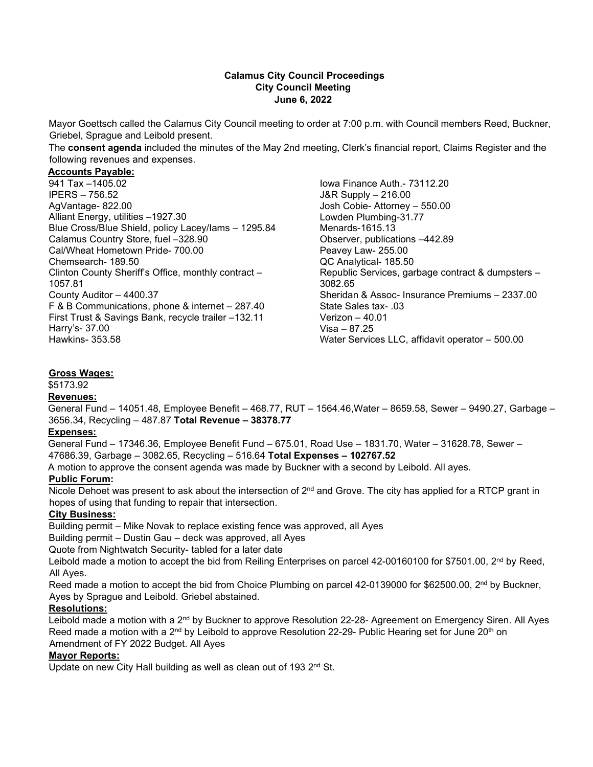**Calamus City Council Proceedings**
**City Council Meeting**
**June 6, 2022**

Mayor Goettsch called the Calamus City Council meeting to order at 7:00 p.m. with Council members Reed, Buckner, Griebel, Sprague and Leibold present.

The **consent agenda** included the minutes of the May 2nd meeting, Clerk's financial report, Claims Register and the following revenues and expenses.

**Accounts Payable:**

941 Tax –1405.02
IPERS – 756.52
AgVantage- 822.00
Alliant Energy, utilities –1927.30
Blue Cross/Blue Shield, policy Lacey/Iams – 1295.84
Calamus Country Store, fuel –328.90
Cal/Wheat Hometown Pride- 700.00
Chemsearch- 189.50
Clinton County Sheriff's Office, monthly contract – 1057.81
County Auditor – 4400.37
F & B Communications, phone & internet – 287.40
First Trust & Savings Bank, recycle trailer –132.11
Harry's- 37.00
Hawkins- 353.58
Iowa Finance Auth.- 73112.20
J&R Supply – 216.00
Josh Cobie- Attorney – 550.00
Lowden Plumbing-31.77
Menards-1615.13
Observer, publications –442.89
Peavey Law- 255.00
QC Analytical- 185.50
Republic Services, garbage contract & dumpsters – 3082.65
Sheridan & Assoc- Insurance Premiums – 2337.00
State Sales tax- .03
Verizon – 40.01
Visa – 87.25
Water Services LLC, affidavit operator – 500.00

**Gross Wages:**

$5173.92

**Revenues:**

General Fund – 14051.48, Employee Benefit – 468.77, RUT – 1564.46,Water – 8659.58, Sewer – 9490.27, Garbage – 3656.34, Recycling – 487.87 **Total Revenue – 38378.77**

**Expenses:**

General Fund – 17346.36, Employee Benefit Fund – 675.01, Road Use – 1831.70, Water – 31628.78, Sewer – 47686.39, Garbage – 3082.65, Recycling – 516.64 **Total Expenses – 102767.52**

A motion to approve the consent agenda was made by Buckner with a second by Leibold. All ayes.

**Public Forum:**

Nicole Dehoet was present to ask about the intersection of 2nd and Grove. The city has applied for a RTCP grant in hopes of using that funding to repair that intersection.

**City Business:**

Building permit – Mike Novak to replace existing fence was approved, all Ayes

Building permit – Dustin Gau – deck was approved, all Ayes

Quote from Nightwatch Security- tabled for a later date

Leibold made a motion to accept the bid from Reiling Enterprises on parcel 42-00160100 for $7501.00, 2nd by Reed, All Ayes.

Reed made a motion to accept the bid from Choice Plumbing on parcel 42-0139000 for $62500.00, 2nd by Buckner, Ayes by Sprague and Leibold. Griebel abstained.

**Resolutions:**

Leibold made a motion with a 2nd by Buckner to approve Resolution 22-28- Agreement on Emergency Siren. All Ayes

Reed made a motion with a 2nd by Leibold to approve Resolution 22-29- Public Hearing set for June 20th on Amendment of FY 2022 Budget. All Ayes

**Mayor Reports:**

Update on new City Hall building as well as clean out of 193 2nd St.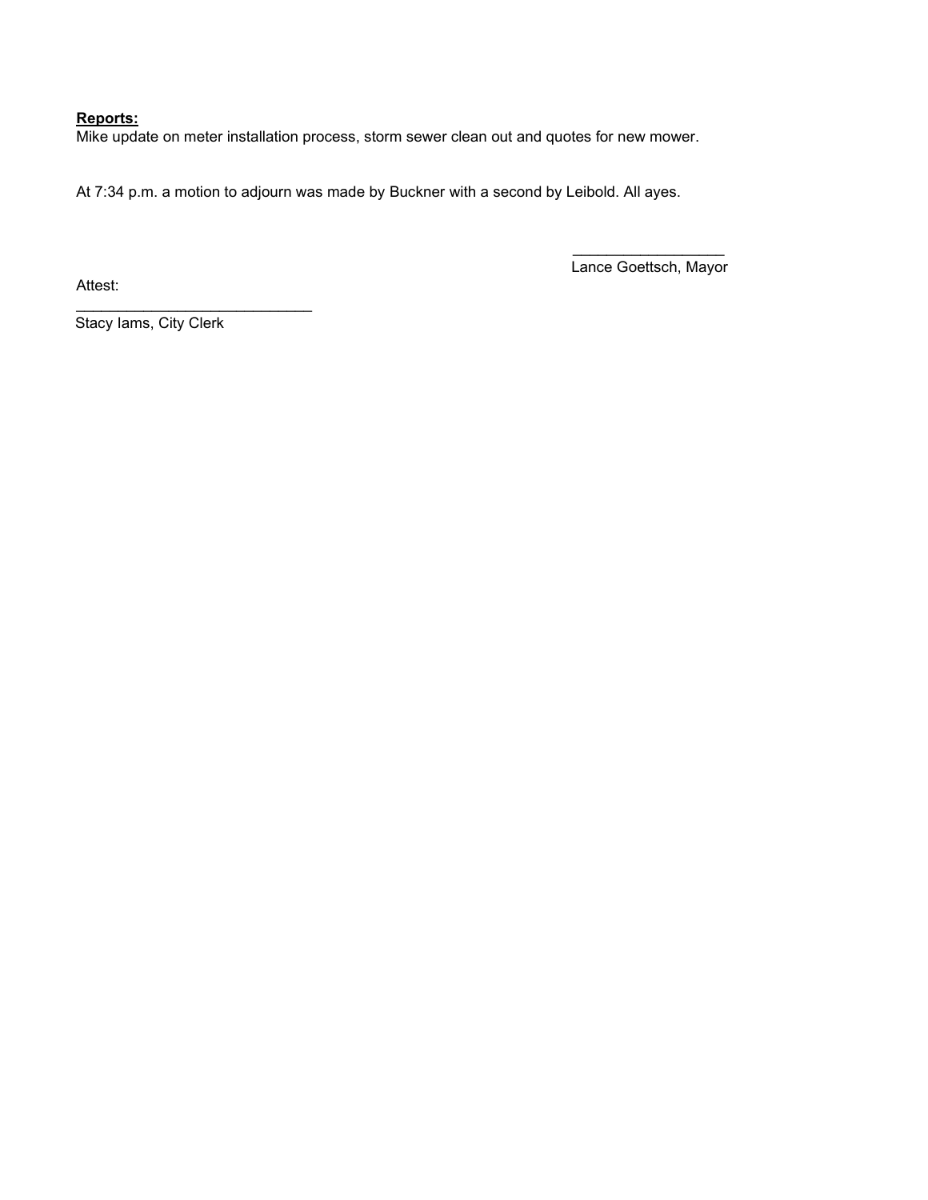**Reports:**

Mike update on meter installation process, storm sewer clean out and quotes for new mower.

At 7:34 p.m. a motion to adjourn was made by Buckner with a second by Leibold. All ayes.

\_\_\_\_\_\_\_\_\_\_\_\_\_\_\_\_\_\_\_\_

Lance Goettsch, Mayor

Attest:

\_\_\_\_\_\_\_\_\_\_\_\_\_\_\_\_\_\_\_\_\_\_\_\_\_\_\_\_\_\_

Stacy Iams, City Clerk